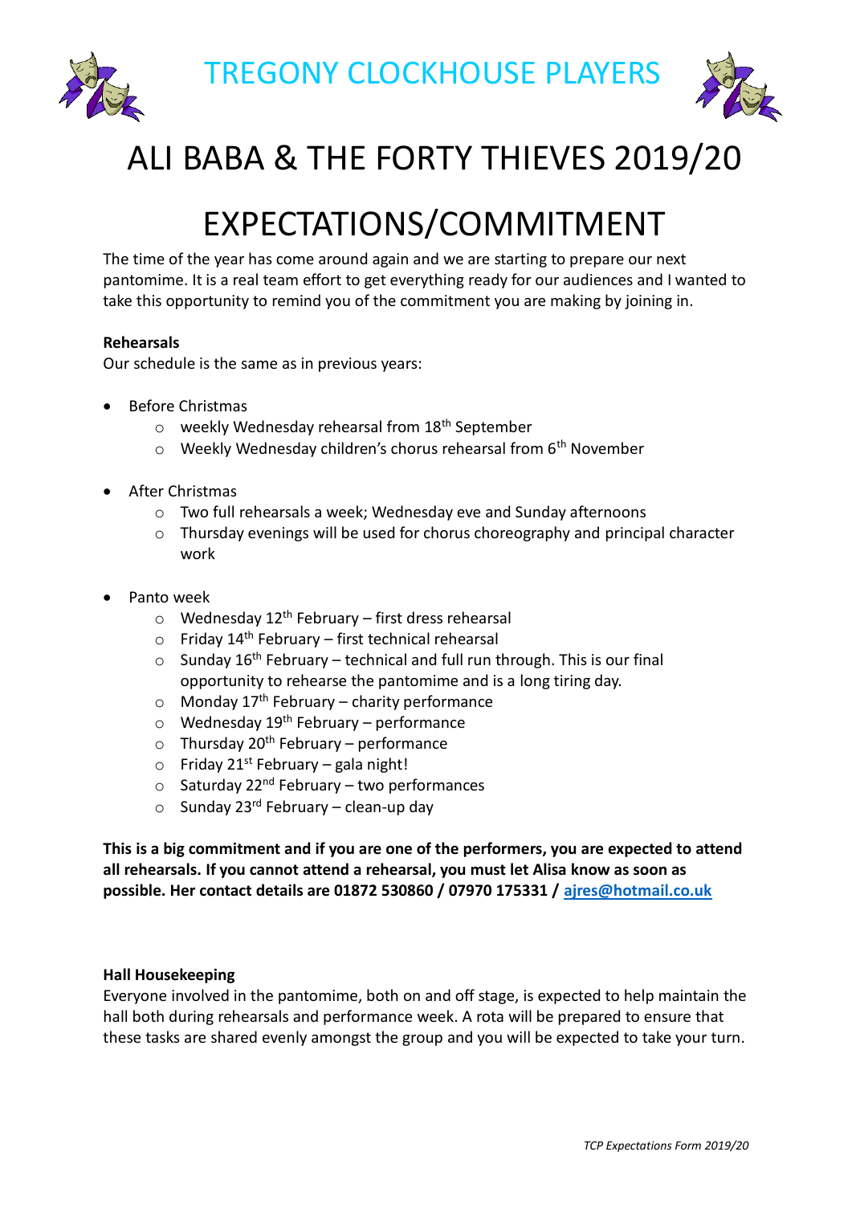# TREGONY CLOCKHOUSE PLAYERS

# ALI BABA & THE FORTY THIEVES 2019/20

# EXPECTATIONS/COMMITMENT

The time of the year has come around again and we are starting to prepare our next pantomime. It is a real team effort to get everything ready for our audiences and I wanted to take this opportunity to remind you of the commitment you are making by joining in.

**Rehearsals**
Our schedule is the same as in previous years:

- Before Christmas
  - weekly Wednesday rehearsal from 18th September
  - Weekly Wednesday children's chorus rehearsal from 6th November

- After Christmas
  - Two full rehearsals a week; Wednesday eve and Sunday afternoons
  - Thursday evenings will be used for chorus choreography and principal character work

- Panto week
  - Wednesday 12th February – first dress rehearsal
  - Friday 14th February – first technical rehearsal
  - Sunday 16th February – technical and full run through. This is our final opportunity to rehearse the pantomime and is a long tiring day.
  - Monday 17th February – charity performance
  - Wednesday 19th February – performance
  - Thursday 20th February – performance
  - Friday 21st February – gala night!
  - Saturday 22nd February – two performances
  - Sunday 23rd February – clean-up day

**This is a big commitment and if you are one of the performers, you are expected to attend all rehearsals. If you cannot attend a rehearsal, you must let Alisa know as soon as possible. Her contact details are 01872 530860 / 07970 175331 / ajres@hotmail.co.uk**

**Hall Housekeeping**
Everyone involved in the pantomime, both on and off stage, is expected to help maintain the hall both during rehearsals and performance week. A rota will be prepared to ensure that these tasks are shared evenly amongst the group and you will be expected to take your turn.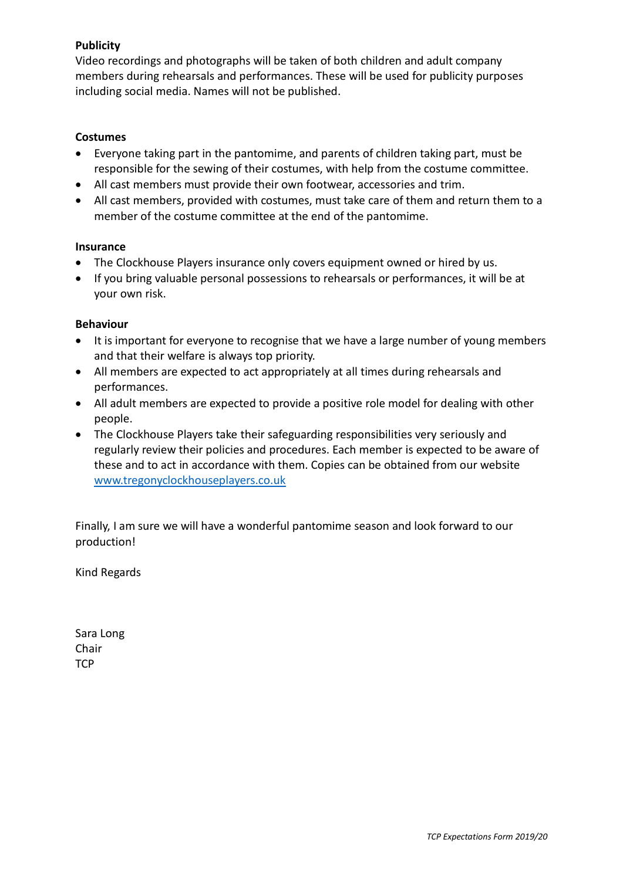**Publicity**

Video recordings and photographs will be taken of both children and adult company members during rehearsals and performances. These will be used for publicity purposes including social media. Names will not be published.

**Costumes**

- Everyone taking part in the pantomime, and parents of children taking part, must be responsible for the sewing of their costumes, with help from the costume committee.
- All cast members must provide their own footwear, accessories and trim.
- All cast members, provided with costumes, must take care of them and return them to a member of the costume committee at the end of the pantomime.

**Insurance**

- The Clockhouse Players insurance only covers equipment owned or hired by us.
- If you bring valuable personal possessions to rehearsals or performances, it will be at your own risk.

**Behaviour**

- It is important for everyone to recognise that we have a large number of young members and that their welfare is always top priority.
- All members are expected to act appropriately at all times during rehearsals and performances.
- All adult members are expected to provide a positive role model for dealing with other people.
- The Clockhouse Players take their safeguarding responsibilities very seriously and regularly review their policies and procedures. Each member is expected to be aware of these and to act in accordance with them. Copies can be obtained from our website [www.tregonyclockhouseplayers.co.uk](http://www.tregonyclockhouseplayers.co.uk)

Finally, I am sure we will have a wonderful pantomime season and look forward to our production!

Kind Regards

Sara Long
Chair
TCP

*TCP Expectations Form 2019/20*